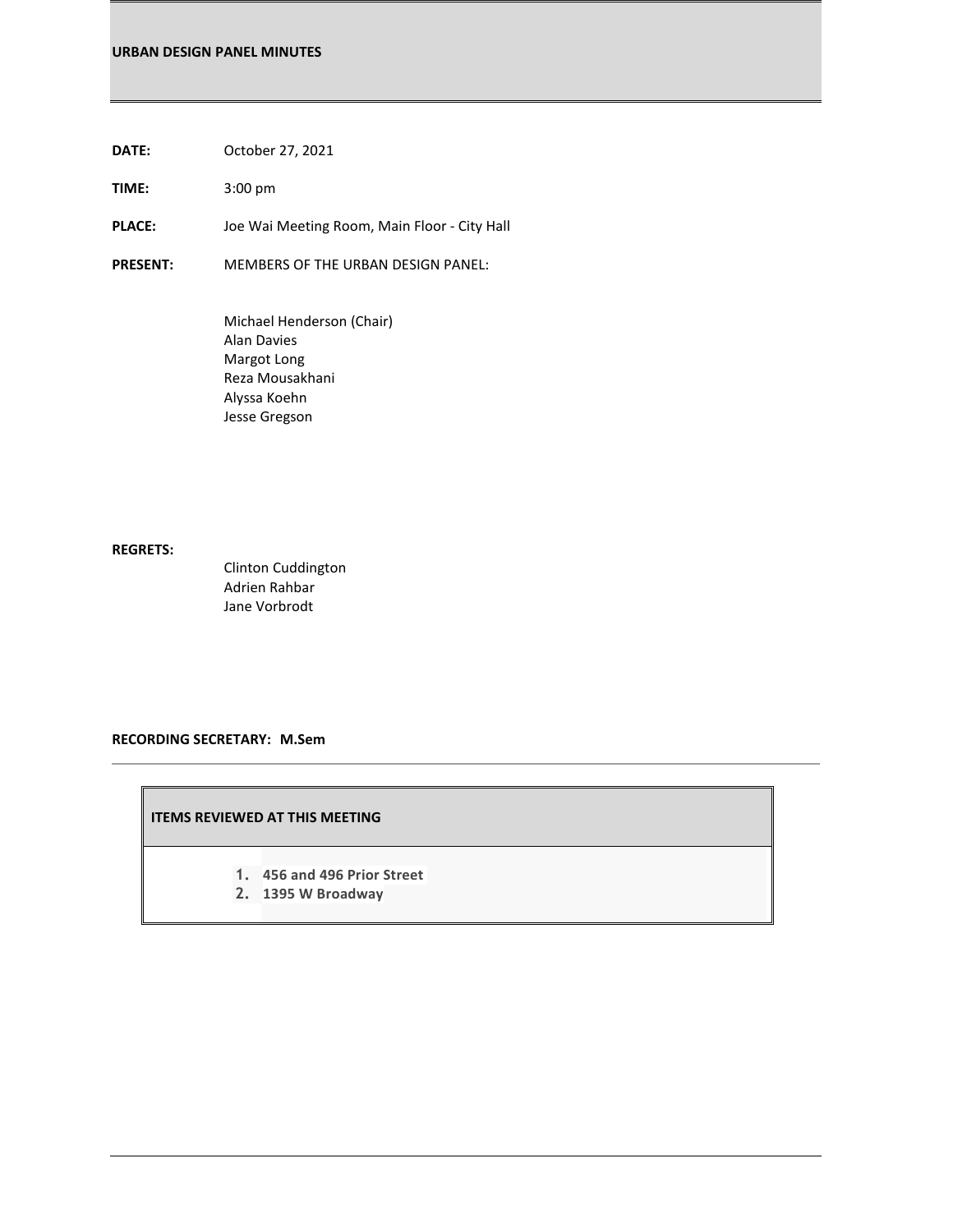# URBAN DESIGN PANEL MINUTES

**DATE:** October 27, 2021

**TIME:** 3:00 pm

**PLACE:** Joe Wai Meeting Room, Main Floor - City Hall

**PRESENT:** MEMBERS OF THE URBAN DESIGN PANEL:

Michael Henderson (Chair)
Alan Davies
Margot Long
Reza Mousakhani
Alyssa Koehn
Jesse Gregson

**REGRETS:**

Clinton Cuddington
Adrien Rahbar
Jane Vorbrodt

**RECORDING SECRETARY: M.Sem**

| **ITEMS REVIEWED AT THIS MEETING** |
| --- |
| 1. **456 and 496 Prior Street**<br>2. **1395 W Broadway** |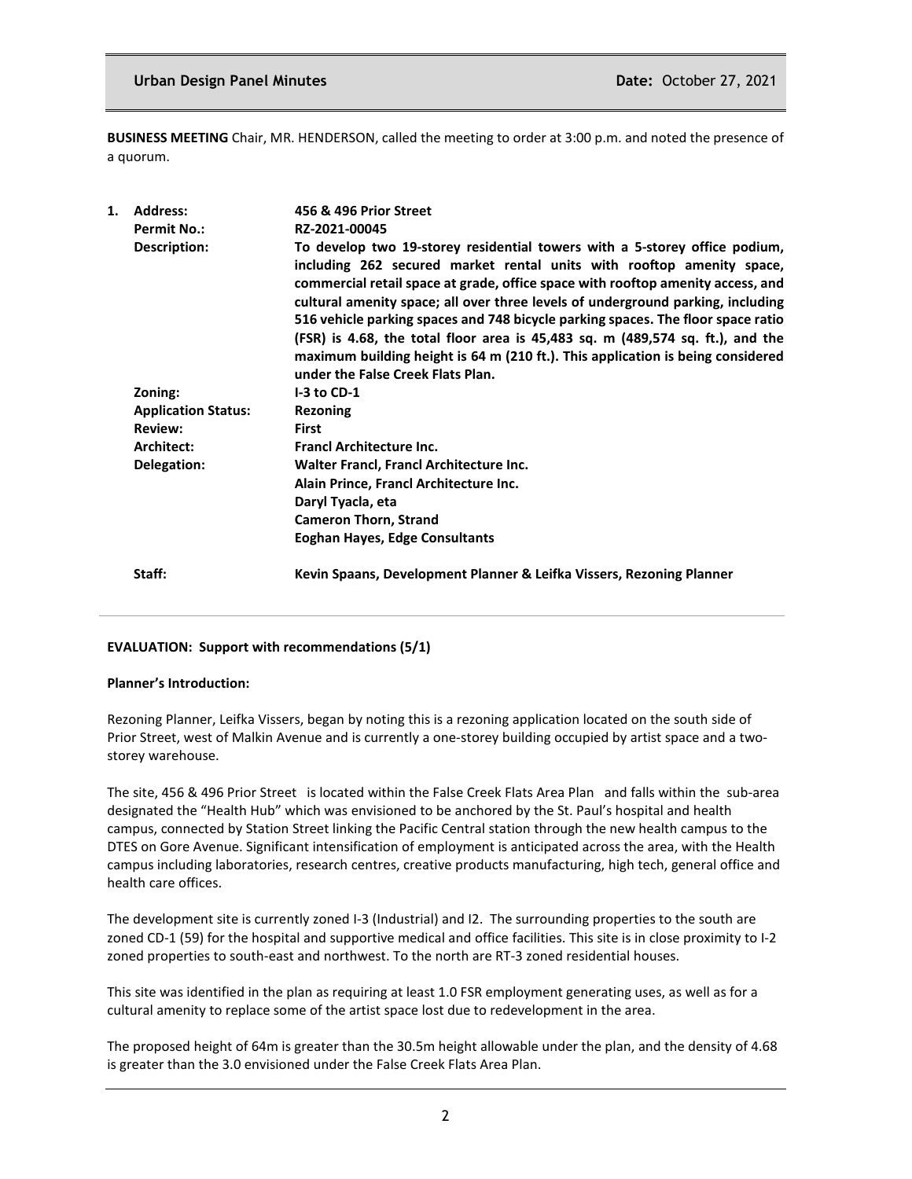**BUSINESS MEETING** Chair, MR. HENDERSON, called the meeting to order at 3:00 p.m. and noted the presence of a quorum.

**1. Address:** **456 & 496 Prior Street**

**Permit No.:** **RZ-2021-00045**

**Description:** **To develop two 19-storey residential towers with a 5-storey office podium, including 262 secured market rental units with rooftop amenity space, commercial retail space at grade, office space with rooftop amenity access, and cultural amenity space; all over three levels of underground parking, including 516 vehicle parking spaces and 748 bicycle parking spaces. The floor space ratio (FSR) is 4.68, the total floor area is 45,483 sq. m (489,574 sq. ft.), and the maximum building height is 64 m (210 ft.). This application is being considered under the False Creek Flats Plan.**

**Zoning:** **I-3 to CD-1**

**Application Status:** **Rezoning**

**Review:** **First**

**Architect:** **Francl Architecture Inc.**

**Delegation:** **Walter Francl, Francl Architecture Inc.**
**Alain Prince, Francl Architecture Inc.**
**Daryl Tyacla, eta**
**Cameron Thorn, Strand**
**Eoghan Hayes, Edge Consultants**

**Staff:** **Kevin Spaans, Development Planner & Leifka Vissers, Rezoning Planner**

---

**EVALUATION: Support with recommendations (5/1)**

**Planner's Introduction:**

Rezoning Planner, Leifka Vissers, began by noting this is a rezoning application located on the south side of Prior Street, west of Malkin Avenue and is currently a one-storey building occupied by artist space and a two-storey warehouse.

The site, 456 & 496 Prior Street is located within the False Creek Flats Area Plan and falls within the sub-area designated the "Health Hub" which was envisioned to be anchored by the St. Paul's hospital and health campus, connected by Station Street linking the Pacific Central station through the new health campus to the DTES on Gore Avenue. Significant intensification of employment is anticipated across the area, with the Health campus including laboratories, research centres, creative products manufacturing, high tech, general office and health care offices.

The development site is currently zoned I-3 (Industrial) and I2. The surrounding properties to the south are zoned CD-1 (59) for the hospital and supportive medical and office facilities. This site is in close proximity to I-2 zoned properties to south-east and northwest. To the north are RT-3 zoned residential houses.

This site was identified in the plan as requiring at least 1.0 FSR employment generating uses, as well as for a cultural amenity to replace some of the artist space lost due to redevelopment in the area.

The proposed height of 64m is greater than the 30.5m height allowable under the plan, and the density of 4.68 is greater than the 3.0 envisioned under the False Creek Flats Area Plan.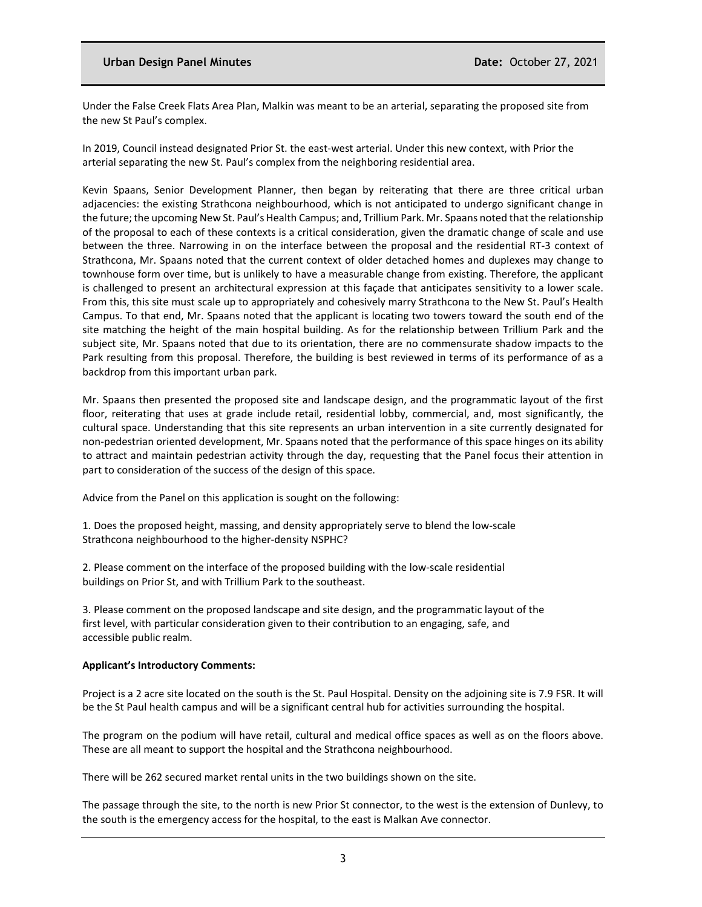Under the False Creek Flats Area Plan, Malkin was meant to be an arterial, separating the proposed site from the new St Paul's complex.

In 2019, Council instead designated Prior St. the east-west arterial. Under this new context, with Prior the arterial separating the new St. Paul's complex from the neighboring residential area.

Kevin Spaans, Senior Development Planner, then began by reiterating that there are three critical urban adjacencies: the existing Strathcona neighbourhood, which is not anticipated to undergo significant change in the future; the upcoming New St. Paul's Health Campus; and, Trillium Park. Mr. Spaans noted that the relationship of the proposal to each of these contexts is a critical consideration, given the dramatic change of scale and use between the three. Narrowing in on the interface between the proposal and the residential RT-3 context of Strathcona, Mr. Spaans noted that the current context of older detached homes and duplexes may change to townhouse form over time, but is unlikely to have a measurable change from existing. Therefore, the applicant is challenged to present an architectural expression at this façade that anticipates sensitivity to a lower scale. From this, this site must scale up to appropriately and cohesively marry Strathcona to the New St. Paul's Health Campus. To that end, Mr. Spaans noted that the applicant is locating two towers toward the south end of the site matching the height of the main hospital building. As for the relationship between Trillium Park and the subject site, Mr. Spaans noted that due to its orientation, there are no commensurate shadow impacts to the Park resulting from this proposal. Therefore, the building is best reviewed in terms of its performance of as a backdrop from this important urban park.

Mr. Spaans then presented the proposed site and landscape design, and the programmatic layout of the first floor, reiterating that uses at grade include retail, residential lobby, commercial, and, most significantly, the cultural space. Understanding that this site represents an urban intervention in a site currently designated for non-pedestrian oriented development, Mr. Spaans noted that the performance of this space hinges on its ability to attract and maintain pedestrian activity through the day, requesting that the Panel focus their attention in part to consideration of the success of the design of this space.

Advice from the Panel on this application is sought on the following:

1. Does the proposed height, massing, and density appropriately serve to blend the low-scale Strathcona neighbourhood to the higher-density NSPHC?

2. Please comment on the interface of the proposed building with the low-scale residential buildings on Prior St, and with Trillium Park to the southeast.

3. Please comment on the proposed landscape and site design, and the programmatic layout of the first level, with particular consideration given to their contribution to an engaging, safe, and accessible public realm.

**Applicant's Introductory Comments:**

Project is a 2 acre site located on the south is the St. Paul Hospital. Density on the adjoining site is 7.9 FSR. It will be the St Paul health campus and will be a significant central hub for activities surrounding the hospital.

The program on the podium will have retail, cultural and medical office spaces as well as on the floors above. These are all meant to support the hospital and the Strathcona neighbourhood.

There will be 262 secured market rental units in the two buildings shown on the site.

The passage through the site, to the north is new Prior St connector, to the west is the extension of Dunlevy, to the south is the emergency access for the hospital, to the east is Malkan Ave connector.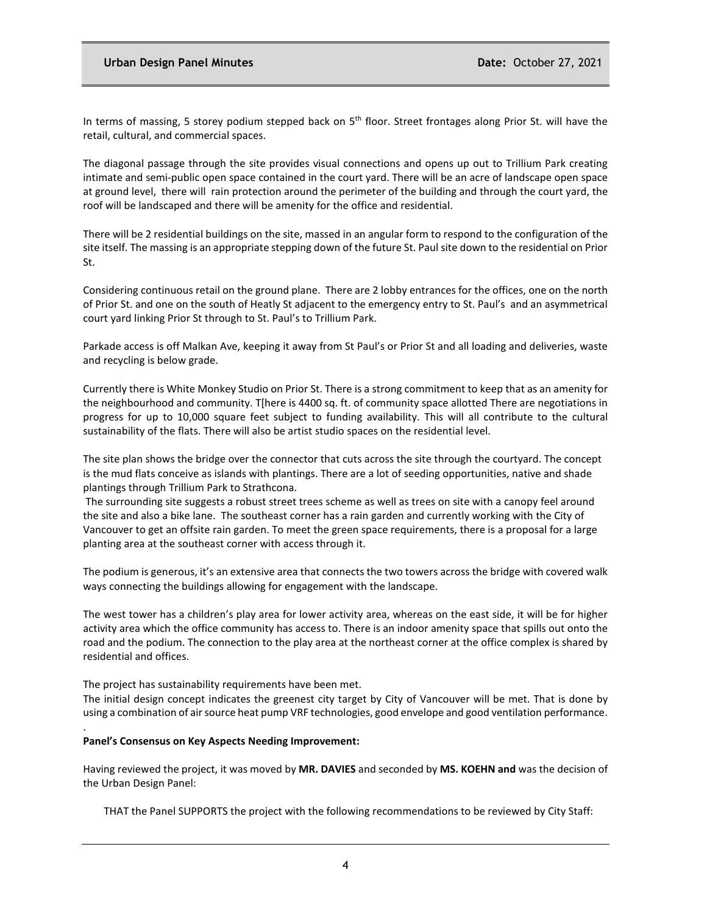In terms of massing, 5 storey podium stepped back on 5th floor. Street frontages along Prior St. will have the retail, cultural, and commercial spaces.

The diagonal passage through the site provides visual connections and opens up out to Trillium Park creating intimate and semi-public open space contained in the court yard. There will be an acre of landscape open space at ground level, there will rain protection around the perimeter of the building and through the court yard, the roof will be landscaped and there will be amenity for the office and residential.

There will be 2 residential buildings on the site, massed in an angular form to respond to the configuration of the site itself. The massing is an appropriate stepping down of the future St. Paul site down to the residential on Prior St.

Considering continuous retail on the ground plane. There are 2 lobby entrances for the offices, one on the north of Prior St. and one on the south of Heatly St adjacent to the emergency entry to St. Paul's and an asymmetrical court yard linking Prior St through to St. Paul's to Trillium Park.

Parkade access is off Malkan Ave, keeping it away from St Paul's or Prior St and all loading and deliveries, waste and recycling is below grade.

Currently there is White Monkey Studio on Prior St. There is a strong commitment to keep that as an amenity for the neighbourhood and community. T[here is 4400 sq. ft. of community space allotted There are negotiations in progress for up to 10,000 square feet subject to funding availability. This will all contribute to the cultural sustainability of the flats. There will also be artist studio spaces on the residential level.

The site plan shows the bridge over the connector that cuts across the site through the courtyard. The concept is the mud flats conceive as islands with plantings. There are a lot of seeding opportunities, native and shade plantings through Trillium Park to Strathcona.

The surrounding site suggests a robust street trees scheme as well as trees on site with a canopy feel around the site and also a bike lane. The southeast corner has a rain garden and currently working with the City of Vancouver to get an offsite rain garden. To meet the green space requirements, there is a proposal for a large planting area at the southeast corner with access through it.

The podium is generous, it's an extensive area that connects the two towers across the bridge with covered walk ways connecting the buildings allowing for engagement with the landscape.

The west tower has a children's play area for lower activity area, whereas on the east side, it will be for higher activity area which the office community has access to. There is an indoor amenity space that spills out onto the road and the podium. The connection to the play area at the northeast corner at the office complex is shared by residential and offices.

The project has sustainability requirements have been met.
The initial design concept indicates the greenest city target by City of Vancouver will be met. That is done by using a combination of air source heat pump VRF technologies, good envelope and good ventilation performance.
.

**Panel's Consensus on Key Aspects Needing Improvement:**

Having reviewed the project, it was moved by **MR. DAVIES** and seconded by **MS. KOEHN and** was the decision of the Urban Design Panel:

THAT the Panel SUPPORTS the project with the following recommendations to be reviewed by City Staff: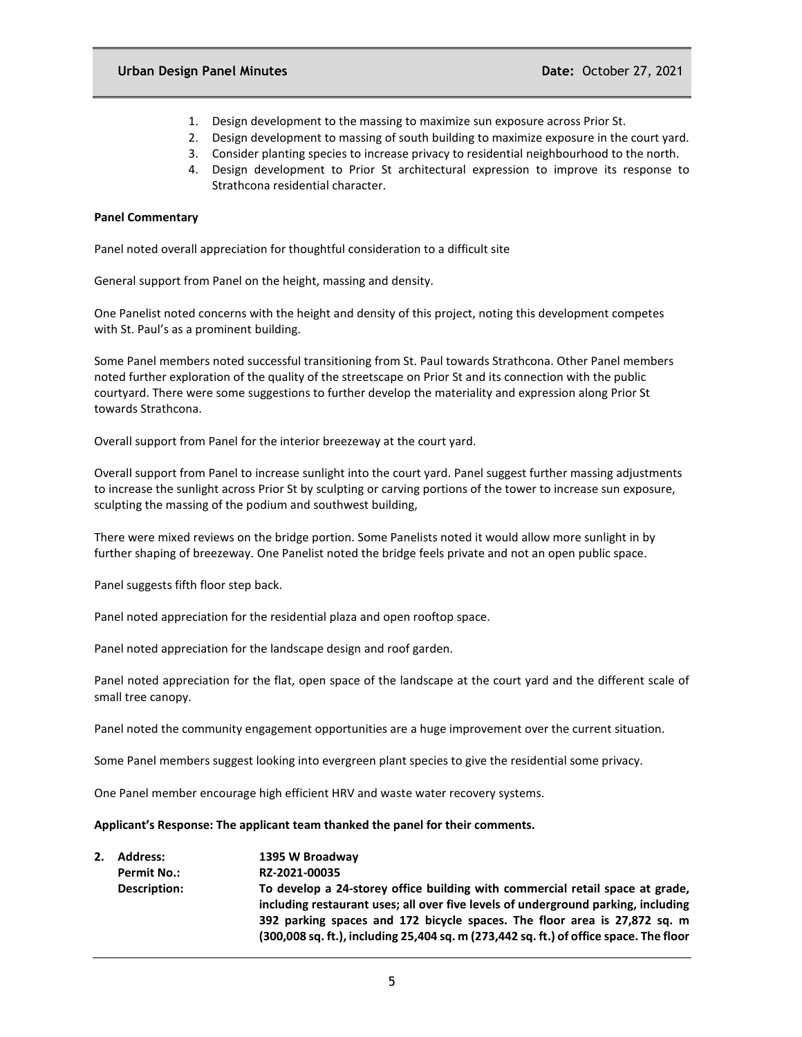1. Design development to the massing to maximize sun exposure across Prior St.
2. Design development to massing of south building to maximize exposure in the court yard.
3. Consider planting species to increase privacy to residential neighbourhood to the north.
4. Design development to Prior St architectural expression to improve its response to Strathcona residential character.

**Panel Commentary**

Panel noted overall appreciation for thoughtful consideration to a difficult site

General support from Panel on the height, massing and density.

One Panelist noted concerns with the height and density of this project, noting this development competes with St. Paul's as a prominent building.

Some Panel members noted successful transitioning from St. Paul towards Strathcona. Other Panel members noted further exploration of the quality of the streetscape on Prior St and its connection with the public courtyard. There were some suggestions to further develop the materiality and expression along Prior St towards Strathcona.

Overall support from Panel for the interior breezeway at the court yard.

Overall support from Panel to increase sunlight into the court yard. Panel suggest further massing adjustments to increase the sunlight across Prior St by sculpting or carving portions of the tower to increase sun exposure, sculpting the massing of the podium and southwest building,

There were mixed reviews on the bridge portion. Some Panelists noted it would allow more sunlight in by further shaping of breezeway. One Panelist noted the bridge feels private and not an open public space.

Panel suggests fifth floor step back.

Panel noted appreciation for the residential plaza and open rooftop space.

Panel noted appreciation for the landscape design and roof garden.

Panel noted appreciation for the flat, open space of the landscape at the court yard and the different scale of small tree canopy.

Panel noted the community engagement opportunities are a huge improvement over the current situation.

Some Panel members suggest looking into evergreen plant species to give the residential some privacy.

One Panel member encourage high efficient HRV and waste water recovery systems.

**Applicant's Response: The applicant team thanked the panel for their comments.**

2. **Address:** **1395 W Broadway**
   **Permit No.:** **RZ-2021-00035**
   **Description:** **To develop a 24-storey office building with commercial retail space at grade, including restaurant uses; all over five levels of underground parking, including 392 parking spaces and 172 bicycle spaces. The floor area is 27,872 sq. m (300,008 sq. ft.), including 25,404 sq. m (273,442 sq. ft.) of office space. The floor**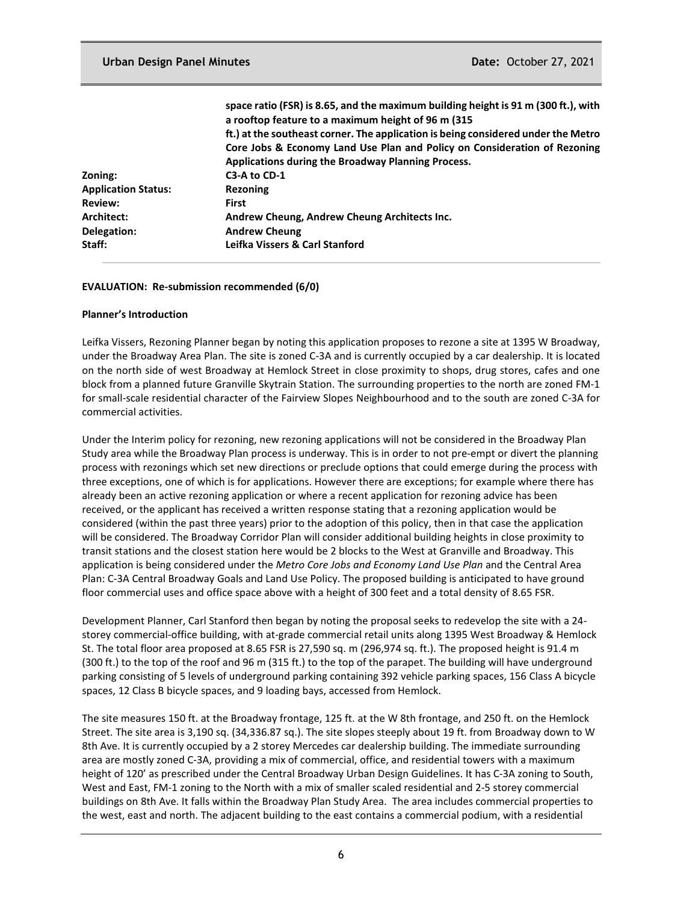**space ratio (FSR) is 8.65, and the maximum building height is 91 m (300 ft.), with a rooftop feature to a maximum height of 96 m (315 ft.) at the southeast corner. The application is being considered under the Metro Core Jobs & Economy Land Use Plan and Policy on Consideration of Rezoning Applications during the Broadway Planning Process.**

| | |
|---|---|
| Zoning: | **C3-A to CD-1** |
| Application Status: | **Rezoning** |
| Review: | **First** |
| Architect: | **Andrew Cheung, Andrew Cheung Architects Inc.** |
| Delegation: | **Andrew Cheung** |
| Staff: | **Leifka Vissers & Carl Stanford** |

**EVALUATION: Re-submission recommended (6/0)**

**Planner's Introduction**

Leifka Vissers, Rezoning Planner began by noting this application proposes to rezone a site at 1395 W Broadway, under the Broadway Area Plan. The site is zoned C-3A and is currently occupied by a car dealership. It is located on the north side of west Broadway at Hemlock Street in close proximity to shops, drug stores, cafes and one block from a planned future Granville Skytrain Station. The surrounding properties to the north are zoned FM-1 for small-scale residential character of the Fairview Slopes Neighbourhood and to the south are zoned C-3A for commercial activities.

Under the Interim policy for rezoning, new rezoning applications will not be considered in the Broadway Plan Study area while the Broadway Plan process is underway. This is in order to not pre-empt or divert the planning process with rezonings which set new directions or preclude options that could emerge during the process with three exceptions, one of which is for applications. However there are exceptions; for example where there has already been an active rezoning application or where a recent application for rezoning advice has been received, or the applicant has received a written response stating that a rezoning application would be considered (within the past three years) prior to the adoption of this policy, then in that case the application will be considered. The Broadway Corridor Plan will consider additional building heights in close proximity to transit stations and the closest station here would be 2 blocks to the West at Granville and Broadway. This application is being considered under the *Metro Core Jobs and Economy Land Use Plan* and the Central Area Plan: C-3A Central Broadway Goals and Land Use Policy. The proposed building is anticipated to have ground floor commercial uses and office space above with a height of 300 feet and a total density of 8.65 FSR.

Development Planner, Carl Stanford then began by noting the proposal seeks to redevelop the site with a 24-storey commercial-office building, with at-grade commercial retail units along 1395 West Broadway & Hemlock St. The total floor area proposed at 8.65 FSR is 27,590 sq. m (296,974 sq. ft.). The proposed height is 91.4 m (300 ft.) to the top of the roof and 96 m (315 ft.) to the top of the parapet. The building will have underground parking consisting of 5 levels of underground parking containing 392 vehicle parking spaces, 156 Class A bicycle spaces, 12 Class B bicycle spaces, and 9 loading bays, accessed from Hemlock.

The site measures 150 ft. at the Broadway frontage, 125 ft. at the W 8th frontage, and 250 ft. on the Hemlock Street. The site area is 3,190 sq. (34,336.87 sq.). The site slopes steeply about 19 ft. from Broadway down to W 8th Ave. It is currently occupied by a 2 storey Mercedes car dealership building. The immediate surrounding area are mostly zoned C-3A, providing a mix of commercial, office, and residential towers with a maximum height of 120' as prescribed under the Central Broadway Urban Design Guidelines. It has C-3A zoning to South, West and East, FM-1 zoning to the North with a mix of smaller scaled residential and 2-5 storey commercial buildings on 8th Ave. It falls within the Broadway Plan Study Area. The area includes commercial properties to the west, east and north. The adjacent building to the east contains a commercial podium, with a residential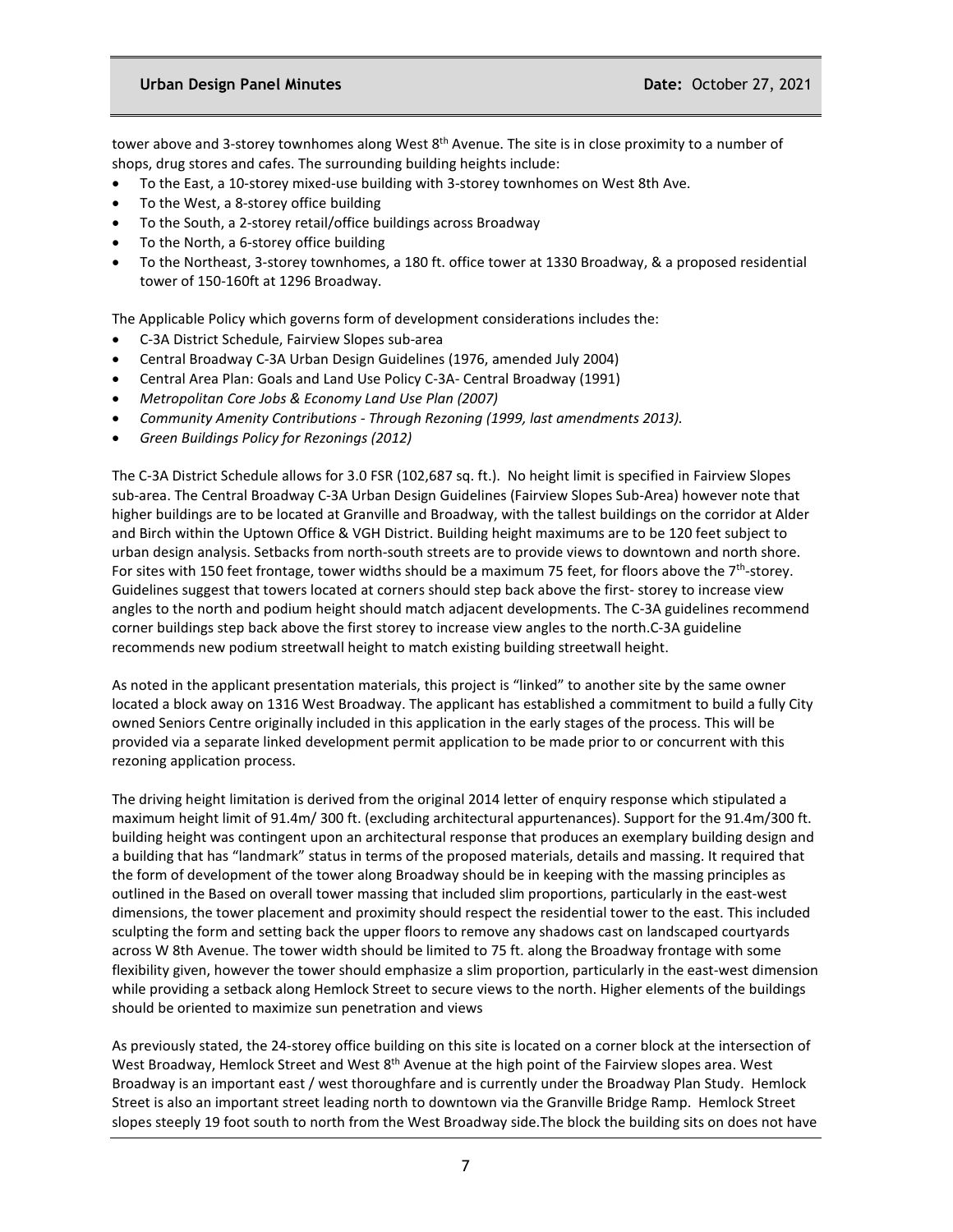tower above and 3-storey townhomes along West 8th Avenue. The site is in close proximity to a number of shops, drug stores and cafes. The surrounding building heights include:

- To the East, a 10-storey mixed-use building with 3-storey townhomes on West 8th Ave.
- To the West, a 8-storey office building
- To the South, a 2-storey retail/office buildings across Broadway
- To the North, a 6-storey office building
- To the Northeast, 3-storey townhomes, a 180 ft. office tower at 1330 Broadway, & a proposed residential tower of 150-160ft at 1296 Broadway.

The Applicable Policy which governs form of development considerations includes the:

- C-3A District Schedule, Fairview Slopes sub-area
- Central Broadway C-3A Urban Design Guidelines (1976, amended July 2004)
- Central Area Plan: Goals and Land Use Policy C-3A- Central Broadway (1991)
- *Metropolitan Core Jobs & Economy Land Use Plan (2007)*
- *Community Amenity Contributions - Through Rezoning (1999, last amendments 2013).*
- *Green Buildings Policy for Rezonings (2012)*

The C-3A District Schedule allows for 3.0 FSR (102,687 sq. ft.). No height limit is specified in Fairview Slopes sub-area. The Central Broadway C-3A Urban Design Guidelines (Fairview Slopes Sub-Area) however note that higher buildings are to be located at Granville and Broadway, with the tallest buildings on the corridor at Alder and Birch within the Uptown Office & VGH District. Building height maximums are to be 120 feet subject to urban design analysis. Setbacks from north-south streets are to provide views to downtown and north shore. For sites with 150 feet frontage, tower widths should be a maximum 75 feet, for floors above the 7th-storey. Guidelines suggest that towers located at corners should step back above the first- storey to increase view angles to the north and podium height should match adjacent developments. The C-3A guidelines recommend corner buildings step back above the first storey to increase view angles to the north.C-3A guideline recommends new podium streetwall height to match existing building streetwall height.

As noted in the applicant presentation materials, this project is "linked" to another site by the same owner located a block away on 1316 West Broadway. The applicant has established a commitment to build a fully City owned Seniors Centre originally included in this application in the early stages of the process. This will be provided via a separate linked development permit application to be made prior to or concurrent with this rezoning application process.

The driving height limitation is derived from the original 2014 letter of enquiry response which stipulated a maximum height limit of 91.4m/ 300 ft. (excluding architectural appurtenances). Support for the 91.4m/300 ft. building height was contingent upon an architectural response that produces an exemplary building design and a building that has "landmark" status in terms of the proposed materials, details and massing. It required that the form of development of the tower along Broadway should be in keeping with the massing principles as outlined in the Based on overall tower massing that included slim proportions, particularly in the east-west dimensions, the tower placement and proximity should respect the residential tower to the east. This included sculpting the form and setting back the upper floors to remove any shadows cast on landscaped courtyards across W 8th Avenue. The tower width should be limited to 75 ft. along the Broadway frontage with some flexibility given, however the tower should emphasize a slim proportion, particularly in the east-west dimension while providing a setback along Hemlock Street to secure views to the north. Higher elements of the buildings should be oriented to maximize sun penetration and views

As previously stated, the 24-storey office building on this site is located on a corner block at the intersection of West Broadway, Hemlock Street and West 8th Avenue at the high point of the Fairview slopes area. West Broadway is an important east / west thoroughfare and is currently under the Broadway Plan Study. Hemlock Street is also an important street leading north to downtown via the Granville Bridge Ramp. Hemlock Street slopes steeply 19 foot south to north from the West Broadway side.The block the building sits on does not have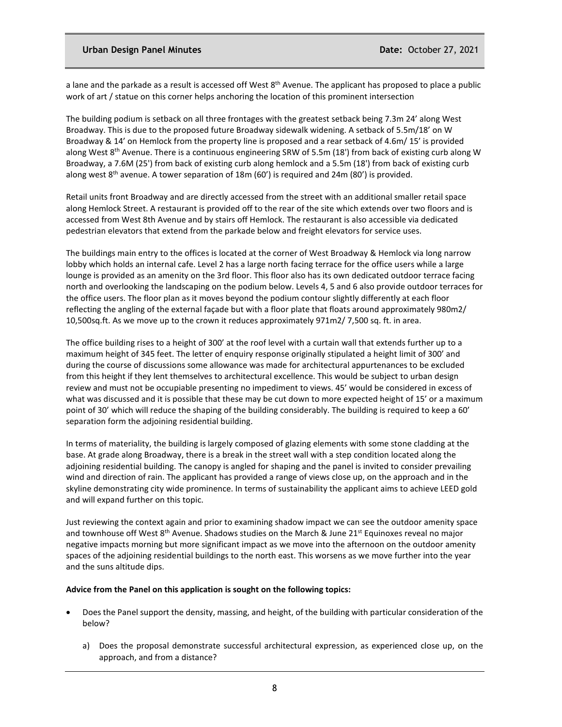a lane and the parkade as a result is accessed off West 8th Avenue. The applicant has proposed to place a public work of art / statue on this corner helps anchoring the location of this prominent intersection

The building podium is setback on all three frontages with the greatest setback being 7.3m 24' along West Broadway. This is due to the proposed future Broadway sidewalk widening. A setback of 5.5m/18' on W Broadway & 14' on Hemlock from the property line is proposed and a rear setback of 4.6m/ 15' is provided along West 8th Avenue. There is a continuous engineering SRW of 5.5m (18') from back of existing curb along W Broadway, a 7.6M (25') from back of existing curb along hemlock and a 5.5m (18') from back of existing curb along west 8th avenue. A tower separation of 18m (60') is required and 24m (80') is provided.

Retail units front Broadway and are directly accessed from the street with an additional smaller retail space along Hemlock Street. A restaurant is provided off to the rear of the site which extends over two floors and is accessed from West 8th Avenue and by stairs off Hemlock. The restaurant is also accessible via dedicated pedestrian elevators that extend from the parkade below and freight elevators for service uses.

The buildings main entry to the offices is located at the corner of West Broadway & Hemlock via long narrow lobby which holds an internal cafe. Level 2 has a large north facing terrace for the office users while a large lounge is provided as an amenity on the 3rd floor. This floor also has its own dedicated outdoor terrace facing north and overlooking the landscaping on the podium below. Levels 4, 5 and 6 also provide outdoor terraces for the office users. The floor plan as it moves beyond the podium contour slightly differently at each floor reflecting the angling of the external façade but with a floor plate that floats around approximately 980m2/ 10,500sq.ft. As we move up to the crown it reduces approximately 971m2/ 7,500 sq. ft. in area.

The office building rises to a height of 300' at the roof level with a curtain wall that extends further up to a maximum height of 345 feet. The letter of enquiry response originally stipulated a height limit of 300' and during the course of discussions some allowance was made for architectural appurtenances to be excluded from this height if they lent themselves to architectural excellence. This would be subject to urban design review and must not be occupiable presenting no impediment to views. 45' would be considered in excess of what was discussed and it is possible that these may be cut down to more expected height of 15' or a maximum point of 30' which will reduce the shaping of the building considerably. The building is required to keep a 60' separation form the adjoining residential building.

In terms of materiality, the building is largely composed of glazing elements with some stone cladding at the base. At grade along Broadway, there is a break in the street wall with a step condition located along the adjoining residential building. The canopy is angled for shaping and the panel is invited to consider prevailing wind and direction of rain. The applicant has provided a range of views close up, on the approach and in the skyline demonstrating city wide prominence. In terms of sustainability the applicant aims to achieve LEED gold and will expand further on this topic.

Just reviewing the context again and prior to examining shadow impact we can see the outdoor amenity space and townhouse off West 8th Avenue. Shadows studies on the March & June 21st Equinoxes reveal no major negative impacts morning but more significant impact as we move into the afternoon on the outdoor amenity spaces of the adjoining residential buildings to the north east. This worsens as we move further into the year and the suns altitude dips.

**Advice from the Panel on this application is sought on the following topics:**

- Does the Panel support the density, massing, and height, of the building with particular consideration of the below?
    a) Does the proposal demonstrate successful architectural expression, as experienced close up, on the approach, and from a distance?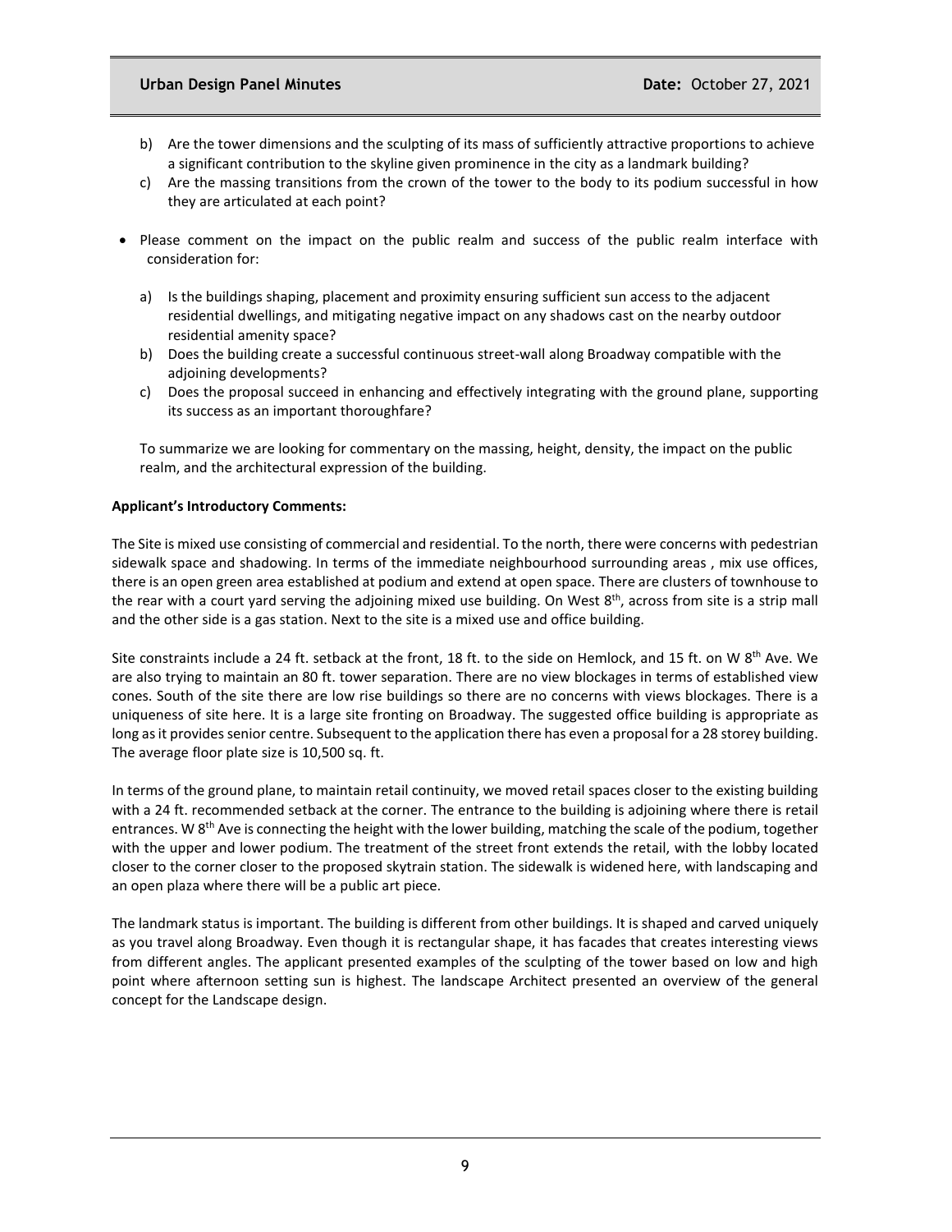b) Are the tower dimensions and the sculpting of its mass of sufficiently attractive proportions to achieve a significant contribution to the skyline given prominence in the city as a landmark building?

c) Are the massing transitions from the crown of the tower to the body to its podium successful in how they are articulated at each point?

- Please comment on the impact on the public realm and success of the public realm interface with consideration for:

  a) Is the buildings shaping, placement and proximity ensuring sufficient sun access to the adjacent residential dwellings, and mitigating negative impact on any shadows cast on the nearby outdoor residential amenity space?

  b) Does the building create a successful continuous street-wall along Broadway compatible with the adjoining developments?

  c) Does the proposal succeed in enhancing and effectively integrating with the ground plane, supporting its success as an important thoroughfare?

  To summarize we are looking for commentary on the massing, height, density, the impact on the public realm, and the architectural expression of the building.

**Applicant's Introductory Comments:**

The Site is mixed use consisting of commercial and residential. To the north, there were concerns with pedestrian sidewalk space and shadowing. In terms of the immediate neighbourhood surrounding areas , mix use offices, there is an open green area established at podium and extend at open space. There are clusters of townhouse to the rear with a court yard serving the adjoining mixed use building. On West 8th, across from site is a strip mall and the other side is a gas station. Next to the site is a mixed use and office building.

Site constraints include a 24 ft. setback at the front, 18 ft. to the side on Hemlock, and 15 ft. on W 8th Ave. We are also trying to maintain an 80 ft. tower separation. There are no view blockages in terms of established view cones. South of the site there are low rise buildings so there are no concerns with views blockages. There is a uniqueness of site here. It is a large site fronting on Broadway. The suggested office building is appropriate as long as it provides senior centre. Subsequent to the application there has even a proposal for a 28 storey building. The average floor plate size is 10,500 sq. ft.

In terms of the ground plane, to maintain retail continuity, we moved retail spaces closer to the existing building with a 24 ft. recommended setback at the corner. The entrance to the building is adjoining where there is retail entrances. W 8th Ave is connecting the height with the lower building, matching the scale of the podium, together with the upper and lower podium. The treatment of the street front extends the retail, with the lobby located closer to the corner closer to the proposed skytrain station. The sidewalk is widened here, with landscaping and an open plaza where there will be a public art piece.

The landmark status is important. The building is different from other buildings. It is shaped and carved uniquely as you travel along Broadway. Even though it is rectangular shape, it has facades that creates interesting views from different angles. The applicant presented examples of the sculpting of the tower based on low and high point where afternoon setting sun is highest. The landscape Architect presented an overview of the general concept for the Landscape design.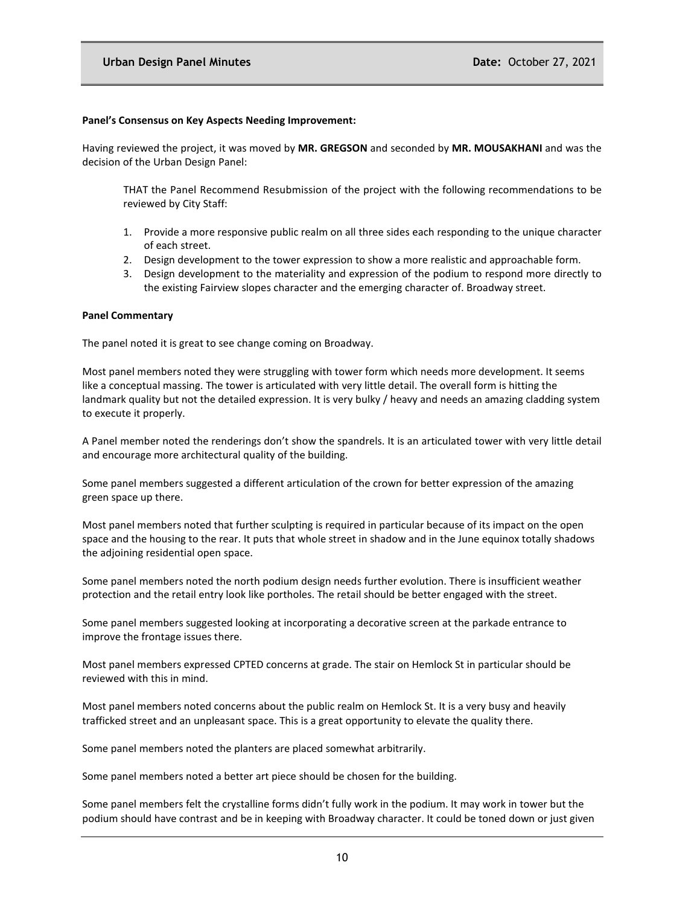**Panel's Consensus on Key Aspects Needing Improvement:**

Having reviewed the project, it was moved by **MR. GREGSON** and seconded by **MR. MOUSAKHANI** and was the decision of the Urban Design Panel:

> THAT the Panel Recommend Resubmission of the project with the following recommendations to be reviewed by City Staff:
>
> 1. Provide a more responsive public realm on all three sides each responding to the unique character of each street.
> 2. Design development to the tower expression to show a more realistic and approachable form.
> 3. Design development to the materiality and expression of the podium to respond more directly to the existing Fairview slopes character and the emerging character of. Broadway street.

**Panel Commentary**

The panel noted it is great to see change coming on Broadway.

Most panel members noted they were struggling with tower form which needs more development. It seems like a conceptual massing. The tower is articulated with very little detail. The overall form is hitting the landmark quality but not the detailed expression. It is very bulky / heavy and needs an amazing cladding system to execute it properly.

A Panel member noted the renderings don't show the spandrels. It is an articulated tower with very little detail and encourage more architectural quality of the building.

Some panel members suggested a different articulation of the crown for better expression of the amazing green space up there.

Most panel members noted that further sculpting is required in particular because of its impact on the open space and the housing to the rear. It puts that whole street in shadow and in the June equinox totally shadows the adjoining residential open space.

Some panel members noted the north podium design needs further evolution. There is insufficient weather protection and the retail entry look like portholes. The retail should be better engaged with the street.

Some panel members suggested looking at incorporating a decorative screen at the parkade entrance to improve the frontage issues there.

Most panel members expressed CPTED concerns at grade. The stair on Hemlock St in particular should be reviewed with this in mind.

Most panel members noted concerns about the public realm on Hemlock St. It is a very busy and heavily trafficked street and an unpleasant space. This is a great opportunity to elevate the quality there.

Some panel members noted the planters are placed somewhat arbitrarily.

Some panel members noted a better art piece should be chosen for the building.

Some panel members felt the crystalline forms didn't fully work in the podium. It may work in tower but the podium should have contrast and be in keeping with Broadway character. It could be toned down or just given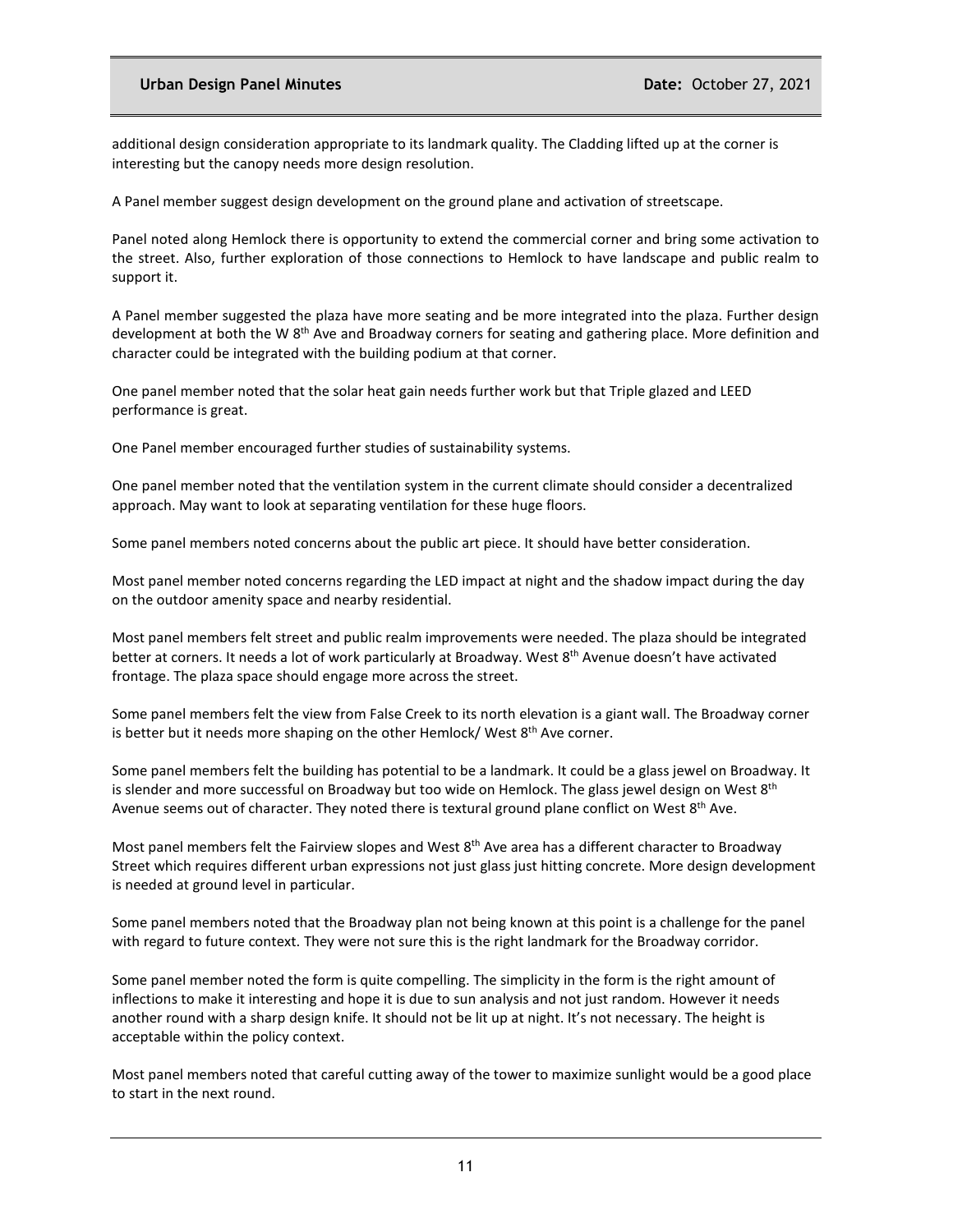additional design consideration appropriate to its landmark quality. The Cladding lifted up at the corner is interesting but the canopy needs more design resolution.

A Panel member suggest design development on the ground plane and activation of streetscape.

Panel noted along Hemlock there is opportunity to extend the commercial corner and bring some activation to the street. Also, further exploration of those connections to Hemlock to have landscape and public realm to support it.

A Panel member suggested the plaza have more seating and be more integrated into the plaza. Further design development at both the W 8th Ave and Broadway corners for seating and gathering place. More definition and character could be integrated with the building podium at that corner.

One panel member noted that the solar heat gain needs further work but that Triple glazed and LEED performance is great.

One Panel member encouraged further studies of sustainability systems.

One panel member noted that the ventilation system in the current climate should consider a decentralized approach. May want to look at separating ventilation for these huge floors.

Some panel members noted concerns about the public art piece. It should have better consideration.

Most panel member noted concerns regarding the LED impact at night and the shadow impact during the day on the outdoor amenity space and nearby residential.

Most panel members felt street and public realm improvements were needed. The plaza should be integrated better at corners. It needs a lot of work particularly at Broadway. West 8th Avenue doesn't have activated frontage. The plaza space should engage more across the street.

Some panel members felt the view from False Creek to its north elevation is a giant wall. The Broadway corner is better but it needs more shaping on the other Hemlock/ West 8th Ave corner.

Some panel members felt the building has potential to be a landmark. It could be a glass jewel on Broadway. It is slender and more successful on Broadway but too wide on Hemlock. The glass jewel design on West 8th Avenue seems out of character. They noted there is textural ground plane conflict on West 8th Ave.

Most panel members felt the Fairview slopes and West 8th Ave area has a different character to Broadway Street which requires different urban expressions not just glass just hitting concrete. More design development is needed at ground level in particular.

Some panel members noted that the Broadway plan not being known at this point is a challenge for the panel with regard to future context. They were not sure this is the right landmark for the Broadway corridor.

Some panel member noted the form is quite compelling. The simplicity in the form is the right amount of inflections to make it interesting and hope it is due to sun analysis and not just random. However it needs another round with a sharp design knife. It should not be lit up at night. It's not necessary. The height is acceptable within the policy context.

Most panel members noted that careful cutting away of the tower to maximize sunlight would be a good place to start in the next round.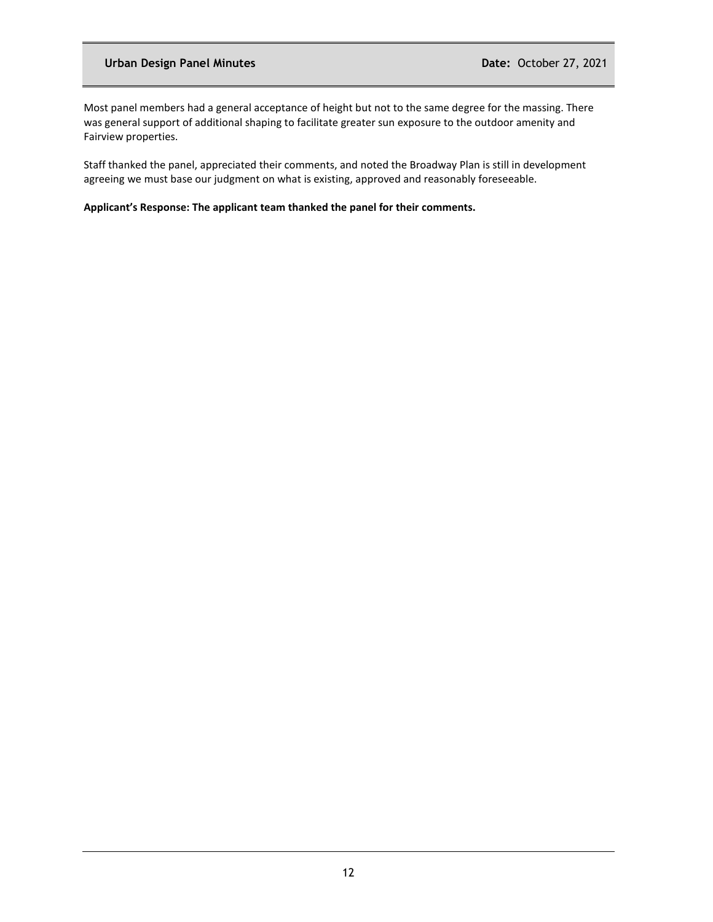Most panel members had a general acceptance of height but not to the same degree for the massing. There was general support of additional shaping to facilitate greater sun exposure to the outdoor amenity and Fairview properties.

Staff thanked the panel, appreciated their comments, and noted the Broadway Plan is still in development agreeing we must base our judgment on what is existing, approved and reasonably foreseeable.

**Applicant's Response: The applicant team thanked the panel for their comments.**